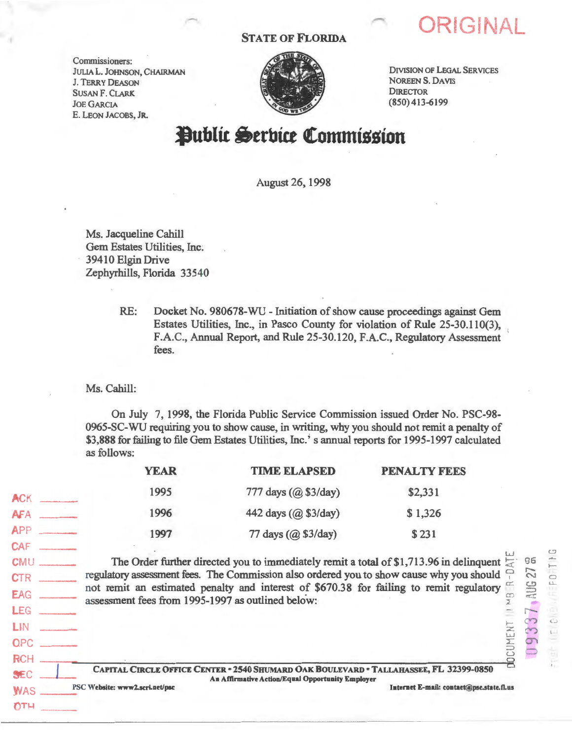ORIGINAL

STATE OF FLORIDA

Commissioners:
JULIA L. JOHNSON, CHAIRMAN
J. TERRY DEASON
SUSAN F. CLARK
JOE GARCIA
E. LEON JACOBS, JR.

DIVISION OF LEGAL SERVICES
NOREEN S. DAVIS
DIRECTOR
(850) 413-6199

# Public Service Commission

August 26, 1998

Ms. Jacqueline Cahill
Gem Estates Utilities, Inc.
39410 Elgin Drive
Zephyrhills, Florida 33540

RE: Docket No. 980678-WU - Initiation of show cause proceedings against Gem Estates Utilities, Inc., in Pasco County for violation of Rule 25-30.110(3), F.A.C., Annual Report, and Rule 25-30.120, F.A.C., Regulatory Assessment fees.

Ms. Cahill:

On July 7, 1998, the Florida Public Service Commission issued Order No. PSC-98-0965-SC-WU requiring you to show cause, in writing, why you should not remit a penalty of $3,888 for failing to file Gem Estates Utilities, Inc.'s annual reports for 1995-1997 calculated as follows:

| YEAR | TIME ELAPSED | PENALTY FEES |
|---|---|---|
| 1995 | 777 days (@ $3/day) | $2,331 |
| 1996 | 442 days (@ $3/day) | $ 1,326 |
| 1997 | 77 days (@ $3/day) | $ 231 |

The Order further directed you to immediately remit a total of $1,713.96 in delinquent regulatory assessment fees. The Commission also ordered you to show cause why you should not remit an estimated penalty and interest of $670.38 for failing to remit regulatory assessment fees from 1995-1997 as outlined below:

ACK
AFA
APP
CAF
CMU
CTR
EAG
LEG
LIN
OPC
RCH
SEC 1
WAS
OTH

DOCUMENT NUMBER-DATE
09337 AUG 27 98
FPSC-RECORDS/REPORTING

CAPITAL CIRCLE OFFICE CENTER • 2540 SHUMARD OAK BOULEVARD • TALLAHASSEE, FL 32399-0850
An Affirmative Action/Equal Opportunity Employer
PSC Website: www2.scri.net/psc
Internet E-mail: contact@psc.state.fl.us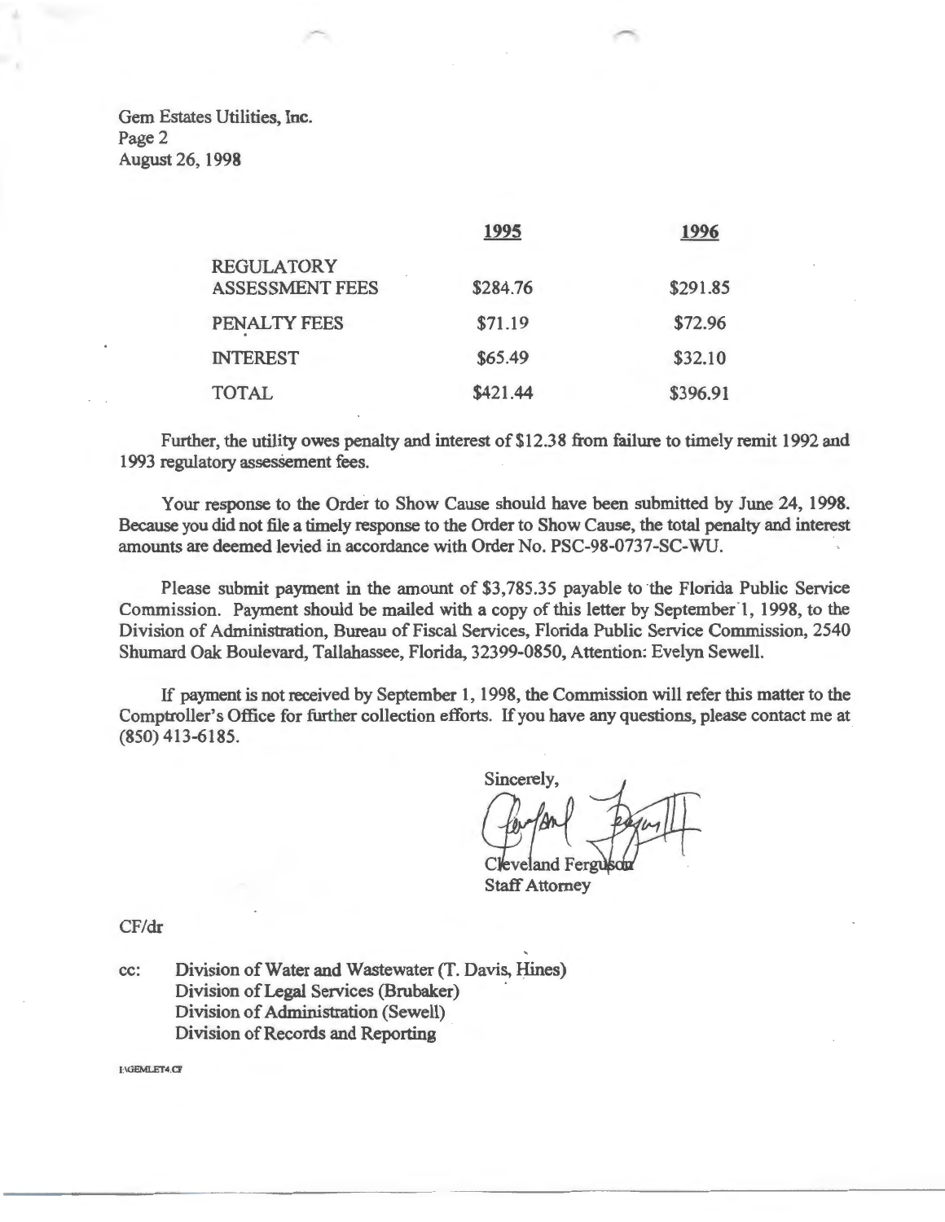Gem Estates Utilities, Inc.
Page 2
August 26, 1998

| | 1995 | 1996 |
|---|---|---|
| REGULATORY ASSESSMENT FEES | $284.76 | $291.85 |
| PENALTY FEES | $71.19 | $72.96 |
| INTEREST | $65.49 | $32.10 |
| TOTAL | $421.44 | $396.91 |

Further, the utility owes penalty and interest of $12.38 from failure to timely remit 1992 and 1993 regulatory assessement fees.

Your response to the Order to Show Cause should have been submitted by June 24, 1998. Because you did not file a timely response to the Order to Show Cause, the total penalty and interest amounts are deemed levied in accordance with Order No. PSC-98-0737-SC-WU.

Please submit payment in the amount of $3,785.35 payable to the Florida Public Service Commission. Payment should be mailed with a copy of this letter by September 1, 1998, to the Division of Administration, Bureau of Fiscal Services, Florida Public Service Commission, 2540 Shumard Oak Boulevard, Tallahassee, Florida, 32399-0850, Attention: Evelyn Sewell.

If payment is not received by September 1, 1998, the Commission will refer this matter to the Comptroller's Office for further collection efforts. If you have any questions, please contact me at (850) 413-6185.

Sincerely,

Cleveland Ferguson
Staff Attorney

CF/dr

cc: Division of Water and Wastewater (T. Davis, Hines)
Division of Legal Services (Brubaker)
Division of Administration (Sewell)
Division of Records and Reporting

I:\GEMLET4.CF